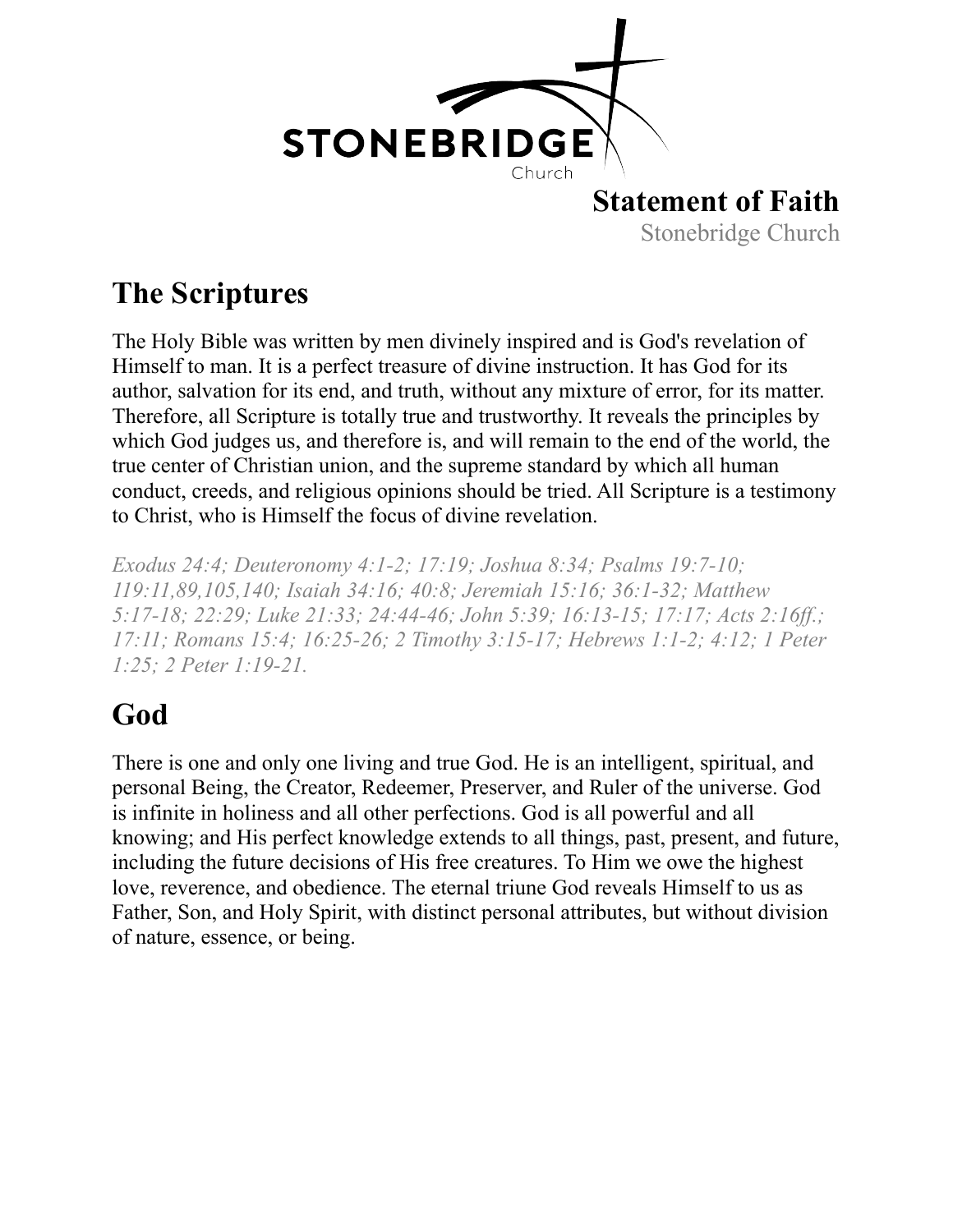STONEBRIDGE Church

# Statement of Faith

Stonebridge Church

## The Scriptures

The Holy Bible was written by men divinely inspired and is God's revelation of Himself to man. It is a perfect treasure of divine instruction. It has God for its author, salvation for its end, and truth, without any mixture of error, for its matter. Therefore, all Scripture is totally true and trustworthy. It reveals the principles by which God judges us, and therefore is, and will remain to the end of the world, the true center of Christian union, and the supreme standard by which all human conduct, creeds, and religious opinions should be tried. All Scripture is a testimony to Christ, who is Himself the focus of divine revelation.

*Exodus 24:4; Deuteronomy 4:1-2; 17:19; Joshua 8:34; Psalms 19:7-10; 119:11,89,105,140; Isaiah 34:16; 40:8; Jeremiah 15:16; 36:1-32; Matthew 5:17-18; 22:29; Luke 21:33; 24:44-46; John 5:39; 16:13-15; 17:17; Acts 2:16ff.; 17:11; Romans 15:4; 16:25-26; 2 Timothy 3:15-17; Hebrews 1:1-2; 4:12; 1 Peter 1:25; 2 Peter 1:19-21.*

## God

There is one and only one living and true God. He is an intelligent, spiritual, and personal Being, the Creator, Redeemer, Preserver, and Ruler of the universe. God is infinite in holiness and all other perfections. God is all powerful and all knowing; and His perfect knowledge extends to all things, past, present, and future, including the future decisions of His free creatures. To Him we owe the highest love, reverence, and obedience. The eternal triune God reveals Himself to us as Father, Son, and Holy Spirit, with distinct personal attributes, but without division of nature, essence, or being.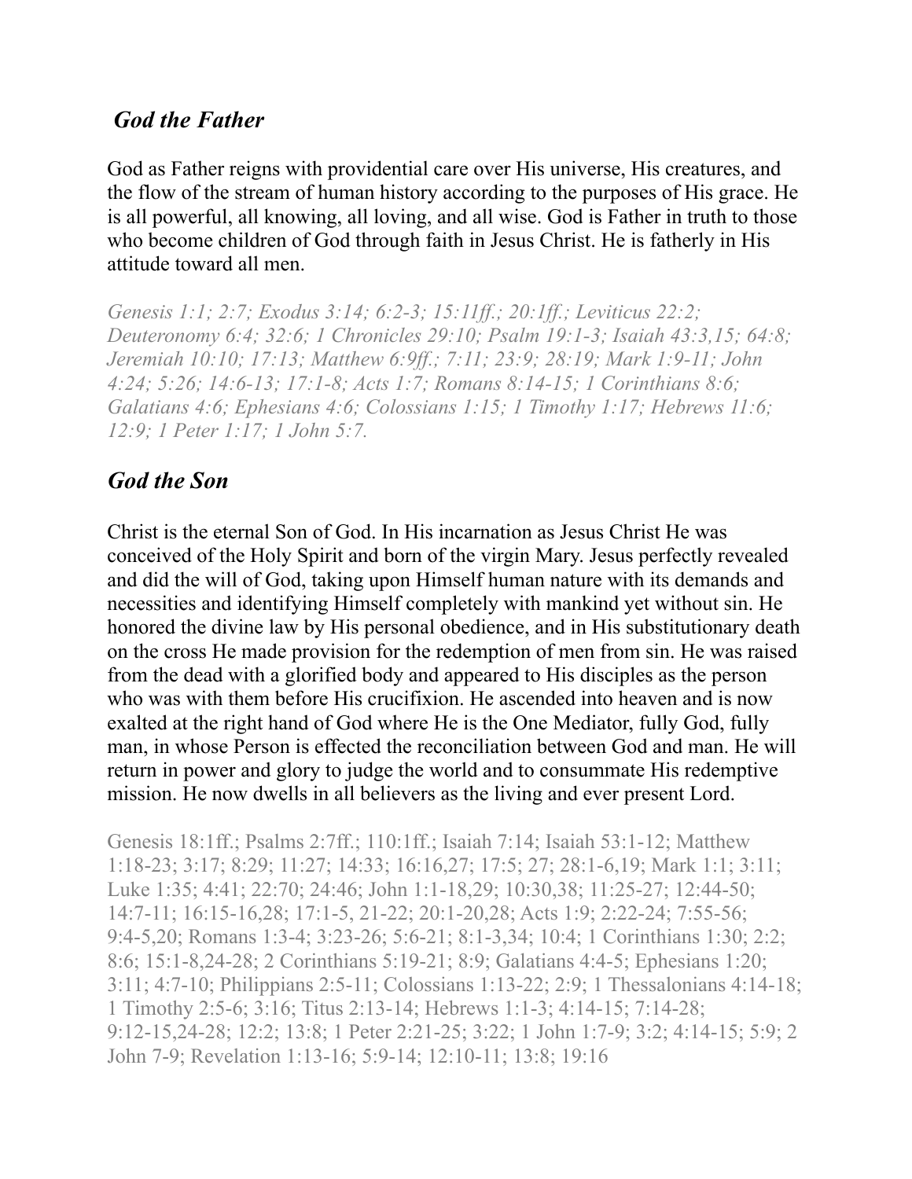## *God the Father*

God as Father reigns with providential care over His universe, His creatures, and the flow of the stream of human history according to the purposes of His grace. He is all powerful, all knowing, all loving, and all wise. God is Father in truth to those who become children of God through faith in Jesus Christ. He is fatherly in His attitude toward all men.

*Genesis 1:1; 2:7; Exodus 3:14; 6:2-3; 15:11ff.; 20:1ff.; Leviticus 22:2; Deuteronomy 6:4; 32:6; 1 Chronicles 29:10; Psalm 19:1-3; Isaiah 43:3,15; 64:8; Jeremiah 10:10; 17:13; Matthew 6:9ff.; 7:11; 23:9; 28:19; Mark 1:9-11; John 4:24; 5:26; 14:6-13; 17:1-8; Acts 1:7; Romans 8:14-15; 1 Corinthians 8:6; Galatians 4:6; Ephesians 4:6; Colossians 1:15; 1 Timothy 1:17; Hebrews 11:6; 12:9; 1 Peter 1:17; 1 John 5:7.*

## *God the Son*

Christ is the eternal Son of God. In His incarnation as Jesus Christ He was conceived of the Holy Spirit and born of the virgin Mary. Jesus perfectly revealed and did the will of God, taking upon Himself human nature with its demands and necessities and identifying Himself completely with mankind yet without sin. He honored the divine law by His personal obedience, and in His substitutionary death on the cross He made provision for the redemption of men from sin. He was raised from the dead with a glorified body and appeared to His disciples as the person who was with them before His crucifixion. He ascended into heaven and is now exalted at the right hand of God where He is the One Mediator, fully God, fully man, in whose Person is effected the reconciliation between God and man. He will return in power and glory to judge the world and to consummate His redemptive mission. He now dwells in all believers as the living and ever present Lord.

Genesis 18:1ff.; Psalms 2:7ff.; 110:1ff.; Isaiah 7:14; Isaiah 53:1-12; Matthew 1:18-23; 3:17; 8:29; 11:27; 14:33; 16:16,27; 17:5; 27; 28:1-6,19; Mark 1:1; 3:11; Luke 1:35; 4:41; 22:70; 24:46; John 1:1-18,29; 10:30,38; 11:25-27; 12:44-50; 14:7-11; 16:15-16,28; 17:1-5, 21-22; 20:1-20,28; Acts 1:9; 2:22-24; 7:55-56; 9:4-5,20; Romans 1:3-4; 3:23-26; 5:6-21; 8:1-3,34; 10:4; 1 Corinthians 1:30; 2:2; 8:6; 15:1-8,24-28; 2 Corinthians 5:19-21; 8:9; Galatians 4:4-5; Ephesians 1:20; 3:11; 4:7-10; Philippians 2:5-11; Colossians 1:13-22; 2:9; 1 Thessalonians 4:14-18; 1 Timothy 2:5-6; 3:16; Titus 2:13-14; Hebrews 1:1-3; 4:14-15; 7:14-28; 9:12-15,24-28; 12:2; 13:8; 1 Peter 2:21-25; 3:22; 1 John 1:7-9; 3:2; 4:14-15; 5:9; 2 John 7-9; Revelation 1:13-16; 5:9-14; 12:10-11; 13:8; 19:16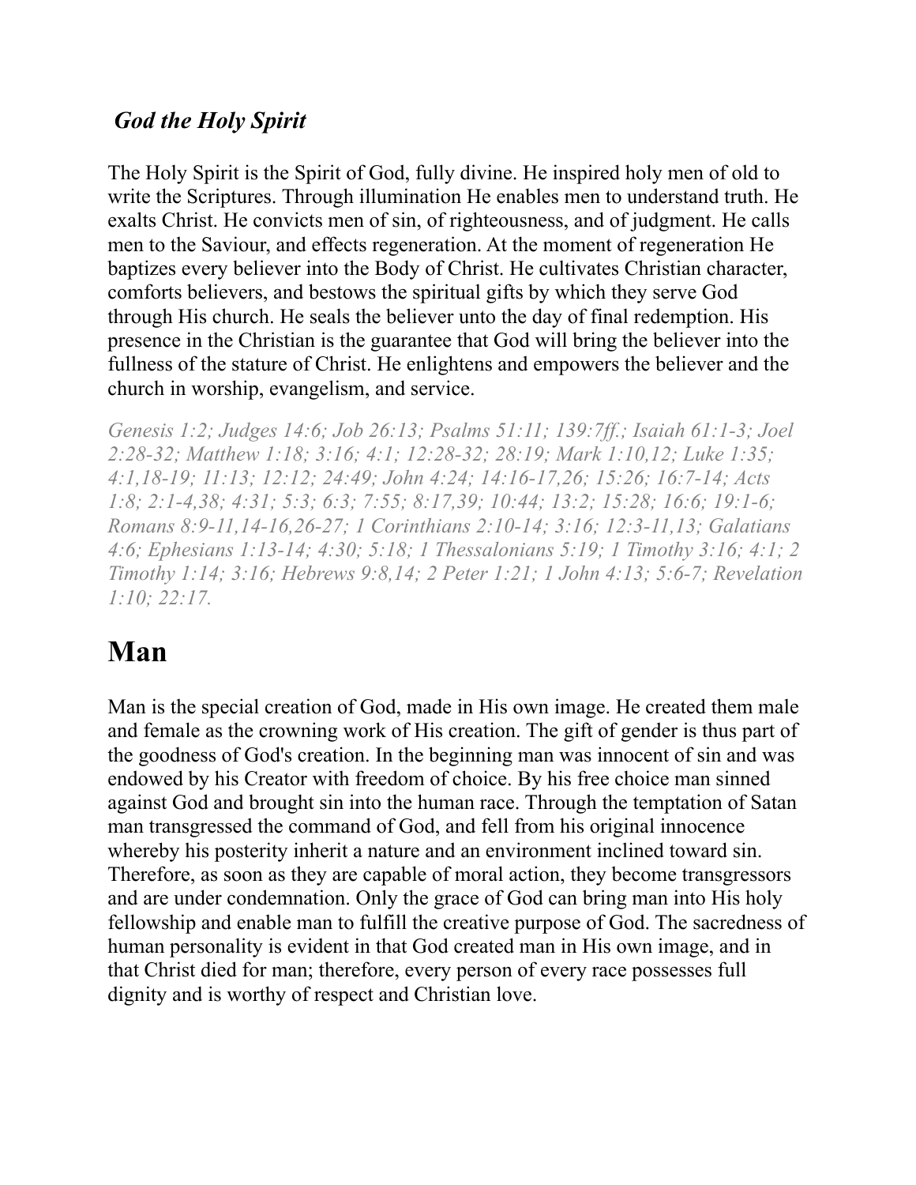### *God the Holy Spirit*

The Holy Spirit is the Spirit of God, fully divine. He inspired holy men of old to write the Scriptures. Through illumination He enables men to understand truth. He exalts Christ. He convicts men of sin, of righteousness, and of judgment. He calls men to the Saviour, and effects regeneration. At the moment of regeneration He baptizes every believer into the Body of Christ. He cultivates Christian character, comforts believers, and bestows the spiritual gifts by which they serve God through His church. He seals the believer unto the day of final redemption. His presence in the Christian is the guarantee that God will bring the believer into the fullness of the stature of Christ. He enlightens and empowers the believer and the church in worship, evangelism, and service.

*Genesis 1:2; Judges 14:6; Job 26:13; Psalms 51:11; 139:7ff.; Isaiah 61:1-3; Joel 2:28-32; Matthew 1:18; 3:16; 4:1; 12:28-32; 28:19; Mark 1:10,12; Luke 1:35; 4:1,18-19; 11:13; 12:12; 24:49; John 4:24; 14:16-17,26; 15:26; 16:7-14; Acts 1:8; 2:1-4,38; 4:31; 5:3; 6:3; 7:55; 8:17,39; 10:44; 13:2; 15:28; 16:6; 19:1-6; Romans 8:9-11,14-16,26-27; 1 Corinthians 2:10-14; 3:16; 12:3-11,13; Galatians 4:6; Ephesians 1:13-14; 4:30; 5:18; 1 Thessalonians 5:19; 1 Timothy 3:16; 4:1; 2 Timothy 1:14; 3:16; Hebrews 9:8,14; 2 Peter 1:21; 1 John 4:13; 5:6-7; Revelation 1:10; 22:17.*

## Man

Man is the special creation of God, made in His own image. He created them male and female as the crowning work of His creation. The gift of gender is thus part of the goodness of God's creation. In the beginning man was innocent of sin and was endowed by his Creator with freedom of choice. By his free choice man sinned against God and brought sin into the human race. Through the temptation of Satan man transgressed the command of God, and fell from his original innocence whereby his posterity inherit a nature and an environment inclined toward sin. Therefore, as soon as they are capable of moral action, they become transgressors and are under condemnation. Only the grace of God can bring man into His holy fellowship and enable man to fulfill the creative purpose of God. The sacredness of human personality is evident in that God created man in His own image, and in that Christ died for man; therefore, every person of every race possesses full dignity and is worthy of respect and Christian love.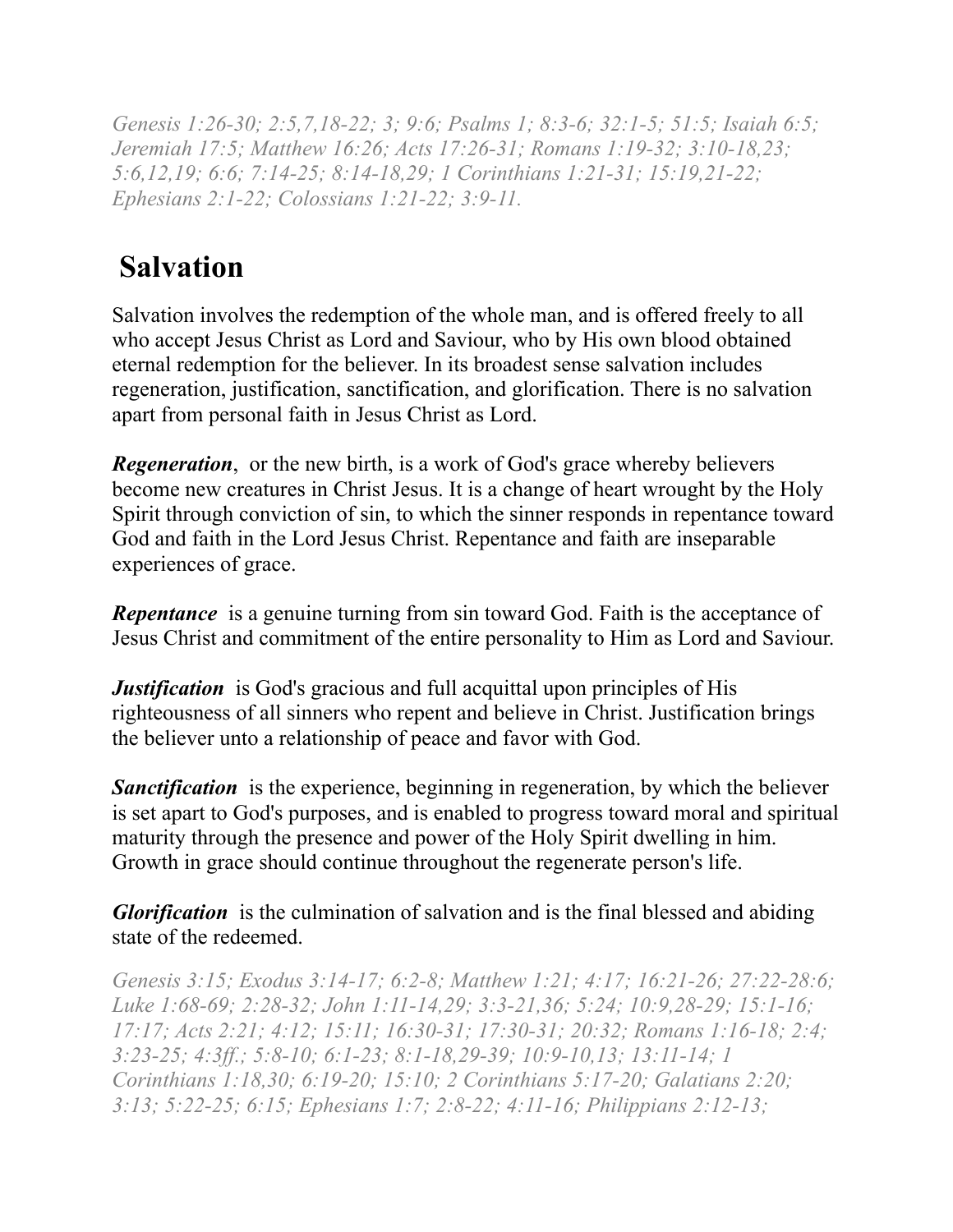*Genesis 1:26-30; 2:5,7,18-22; 3; 9:6; Psalms 1; 8:3-6; 32:1-5; 51:5; Isaiah 6:5; Jeremiah 17:5; Matthew 16:26; Acts 17:26-31; Romans 1:19-32; 3:10-18,23; 5:6,12,19; 6:6; 7:14-25; 8:14-18,29; 1 Corinthians 1:21-31; 15:19,21-22; Ephesians 2:1-22; Colossians 1:21-22; 3:9-11.*

## Salvation

Salvation involves the redemption of the whole man, and is offered freely to all who accept Jesus Christ as Lord and Saviour, who by His own blood obtained eternal redemption for the believer. In its broadest sense salvation includes regeneration, justification, sanctification, and glorification. There is no salvation apart from personal faith in Jesus Christ as Lord.

***Regeneration***, or the new birth, is a work of God's grace whereby believers become new creatures in Christ Jesus. It is a change of heart wrought by the Holy Spirit through conviction of sin, to which the sinner responds in repentance toward God and faith in the Lord Jesus Christ. Repentance and faith are inseparable experiences of grace.

***Repentance*** is a genuine turning from sin toward God. Faith is the acceptance of Jesus Christ and commitment of the entire personality to Him as Lord and Saviour.

***Justification*** is God's gracious and full acquittal upon principles of His righteousness of all sinners who repent and believe in Christ. Justification brings the believer unto a relationship of peace and favor with God.

***Sanctification*** is the experience, beginning in regeneration, by which the believer is set apart to God's purposes, and is enabled to progress toward moral and spiritual maturity through the presence and power of the Holy Spirit dwelling in him. Growth in grace should continue throughout the regenerate person's life.

***Glorification*** is the culmination of salvation and is the final blessed and abiding state of the redeemed.

*Genesis 3:15; Exodus 3:14-17; 6:2-8; Matthew 1:21; 4:17; 16:21-26; 27:22-28:6; Luke 1:68-69; 2:28-32; John 1:11-14,29; 3:3-21,36; 5:24; 10:9,28-29; 15:1-16; 17:17; Acts 2:21; 4:12; 15:11; 16:30-31; 17:30-31; 20:32; Romans 1:16-18; 2:4; 3:23-25; 4:3ff.; 5:8-10; 6:1-23; 8:1-18,29-39; 10:9-10,13; 13:11-14; 1 Corinthians 1:18,30; 6:19-20; 15:10; 2 Corinthians 5:17-20; Galatians 2:20; 3:13; 5:22-25; 6:15; Ephesians 1:7; 2:8-22; 4:11-16; Philippians 2:12-13;*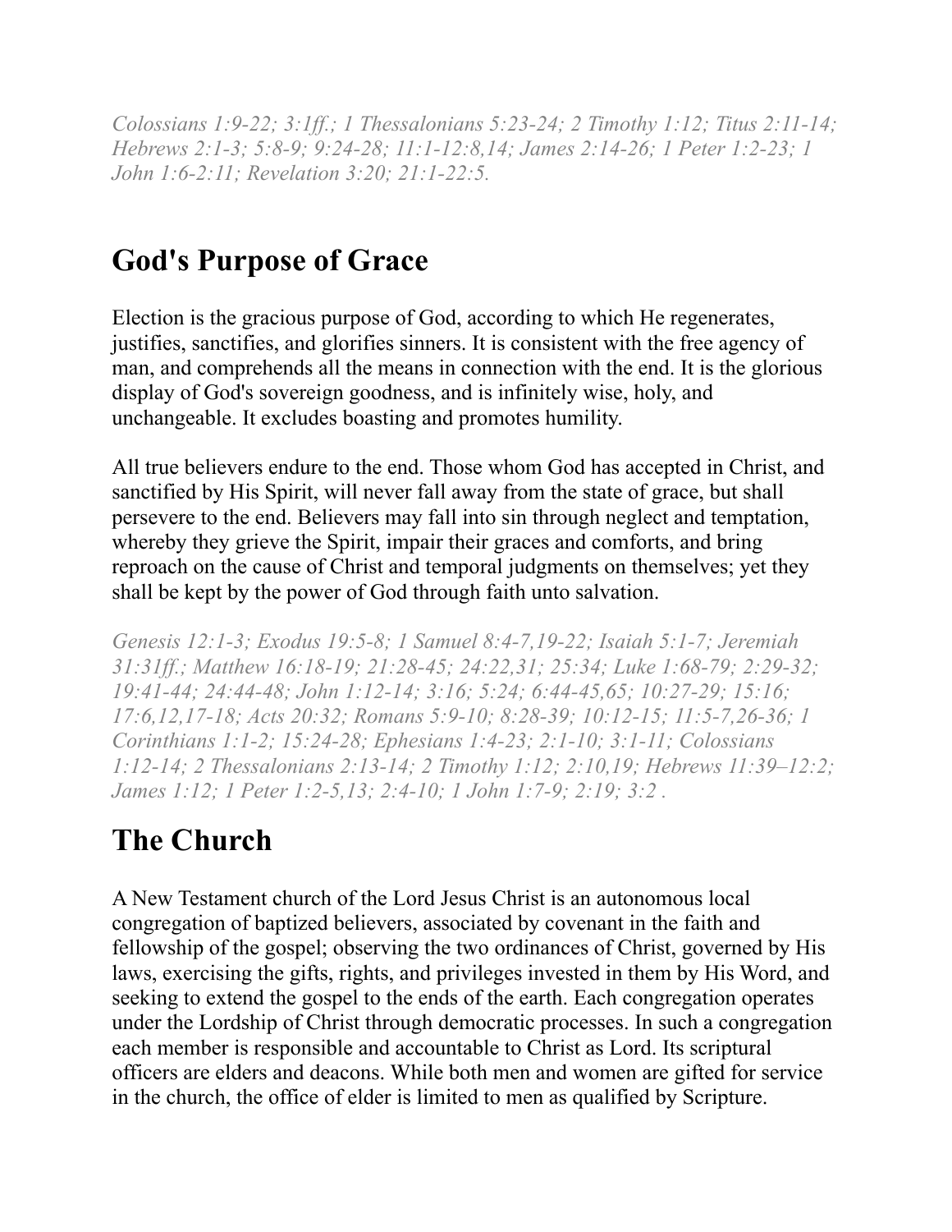*Colossians 1:9-22; 3:1ff.; 1 Thessalonians 5:23-24; 2 Timothy 1:12; Titus 2:11-14; Hebrews 2:1-3; 5:8-9; 9:24-28; 11:1-12:8,14; James 2:14-26; 1 Peter 1:2-23; 1 John 1:6-2:11; Revelation 3:20; 21:1-22:5.*

## God's Purpose of Grace

Election is the gracious purpose of God, according to which He regenerates, justifies, sanctifies, and glorifies sinners. It is consistent with the free agency of man, and comprehends all the means in connection with the end. It is the glorious display of God's sovereign goodness, and is infinitely wise, holy, and unchangeable. It excludes boasting and promotes humility.

All true believers endure to the end. Those whom God has accepted in Christ, and sanctified by His Spirit, will never fall away from the state of grace, but shall persevere to the end. Believers may fall into sin through neglect and temptation, whereby they grieve the Spirit, impair their graces and comforts, and bring reproach on the cause of Christ and temporal judgments on themselves; yet they shall be kept by the power of God through faith unto salvation.

*Genesis 12:1-3; Exodus 19:5-8; 1 Samuel 8:4-7,19-22; Isaiah 5:1-7; Jeremiah 31:31ff.; Matthew 16:18-19; 21:28-45; 24:22,31; 25:34; Luke 1:68-79; 2:29-32; 19:41-44; 24:44-48; John 1:12-14; 3:16; 5:24; 6:44-45,65; 10:27-29; 15:16; 17:6,12,17-18; Acts 20:32; Romans 5:9-10; 8:28-39; 10:12-15; 11:5-7,26-36; 1 Corinthians 1:1-2; 15:24-28; Ephesians 1:4-23; 2:1-10; 3:1-11; Colossians 1:12-14; 2 Thessalonians 2:13-14; 2 Timothy 1:12; 2:10,19; Hebrews 11:39–12:2; James 1:12; 1 Peter 1:2-5,13; 2:4-10; 1 John 1:7-9; 2:19; 3:2 .*

## The Church

A New Testament church of the Lord Jesus Christ is an autonomous local congregation of baptized believers, associated by covenant in the faith and fellowship of the gospel; observing the two ordinances of Christ, governed by His laws, exercising the gifts, rights, and privileges invested in them by His Word, and seeking to extend the gospel to the ends of the earth. Each congregation operates under the Lordship of Christ through democratic processes. In such a congregation each member is responsible and accountable to Christ as Lord. Its scriptural officers are elders and deacons. While both men and women are gifted for service in the church, the office of elder is limited to men as qualified by Scripture.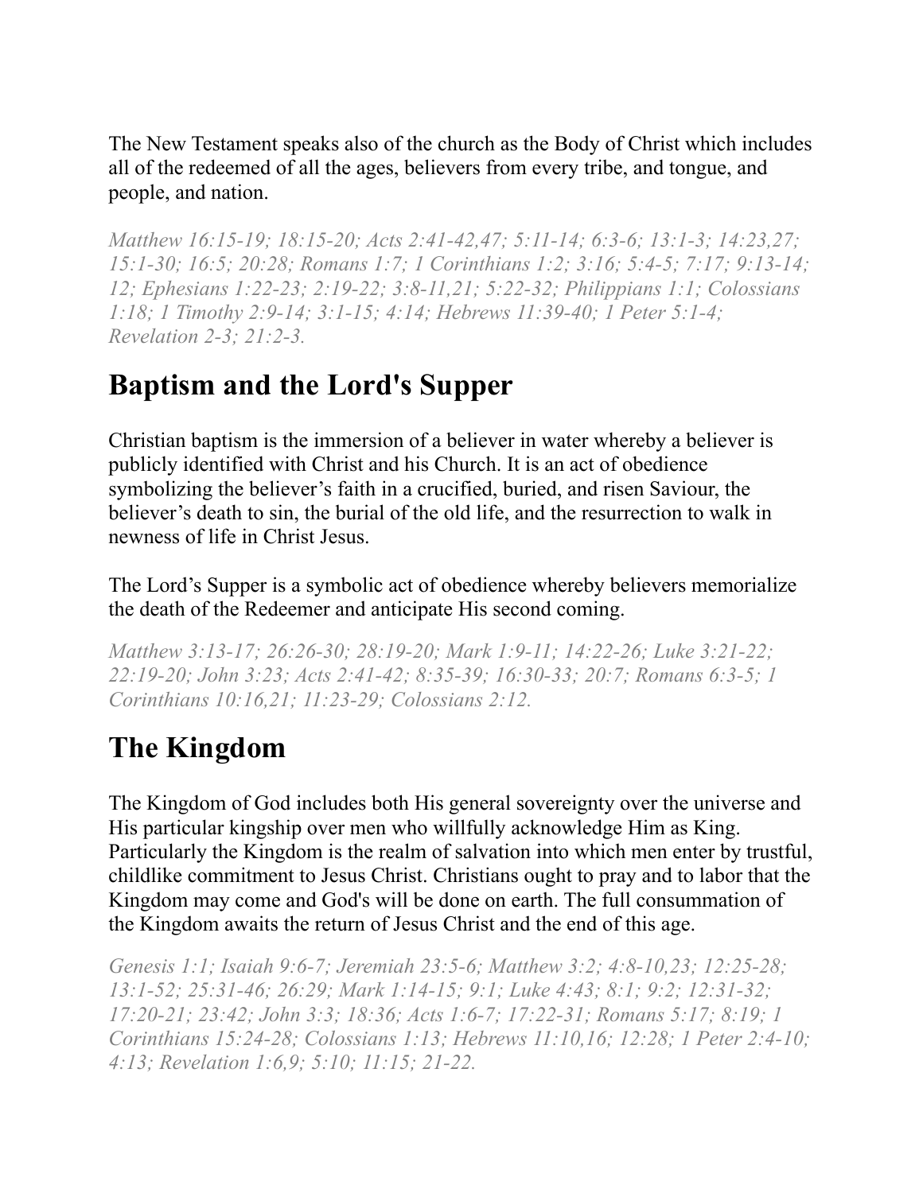The New Testament speaks also of the church as the Body of Christ which includes all of the redeemed of all the ages, believers from every tribe, and tongue, and people, and nation.

*Matthew 16:15-19; 18:15-20; Acts 2:41-42,47; 5:11-14; 6:3-6; 13:1-3; 14:23,27; 15:1-30; 16:5; 20:28; Romans 1:7; 1 Corinthians 1:2; 3:16; 5:4-5; 7:17; 9:13-14; 12; Ephesians 1:22-23; 2:19-22; 3:8-11,21; 5:22-32; Philippians 1:1; Colossians 1:18; 1 Timothy 2:9-14; 3:1-15; 4:14; Hebrews 11:39-40; 1 Peter 5:1-4; Revelation 2-3; 21:2-3.*

## Baptism and the Lord's Supper

Christian baptism is the immersion of a believer in water whereby a believer is publicly identified with Christ and his Church. It is an act of obedience symbolizing the believer's faith in a crucified, buried, and risen Saviour, the believer's death to sin, the burial of the old life, and the resurrection to walk in newness of life in Christ Jesus.

The Lord's Supper is a symbolic act of obedience whereby believers memorialize the death of the Redeemer and anticipate His second coming.

*Matthew 3:13-17; 26:26-30; 28:19-20; Mark 1:9-11; 14:22-26; Luke 3:21-22; 22:19-20; John 3:23; Acts 2:41-42; 8:35-39; 16:30-33; 20:7; Romans 6:3-5; 1 Corinthians 10:16,21; 11:23-29; Colossians 2:12.*

## The Kingdom

The Kingdom of God includes both His general sovereignty over the universe and His particular kingship over men who willfully acknowledge Him as King. Particularly the Kingdom is the realm of salvation into which men enter by trustful, childlike commitment to Jesus Christ. Christians ought to pray and to labor that the Kingdom may come and God's will be done on earth. The full consummation of the Kingdom awaits the return of Jesus Christ and the end of this age.

*Genesis 1:1; Isaiah 9:6-7; Jeremiah 23:5-6; Matthew 3:2; 4:8-10,23; 12:25-28; 13:1-52; 25:31-46; 26:29; Mark 1:14-15; 9:1; Luke 4:43; 8:1; 9:2; 12:31-32; 17:20-21; 23:42; John 3:3; 18:36; Acts 1:6-7; 17:22-31; Romans 5:17; 8:19; 1 Corinthians 15:24-28; Colossians 1:13; Hebrews 11:10,16; 12:28; 1 Peter 2:4-10; 4:13; Revelation 1:6,9; 5:10; 11:15; 21-22.*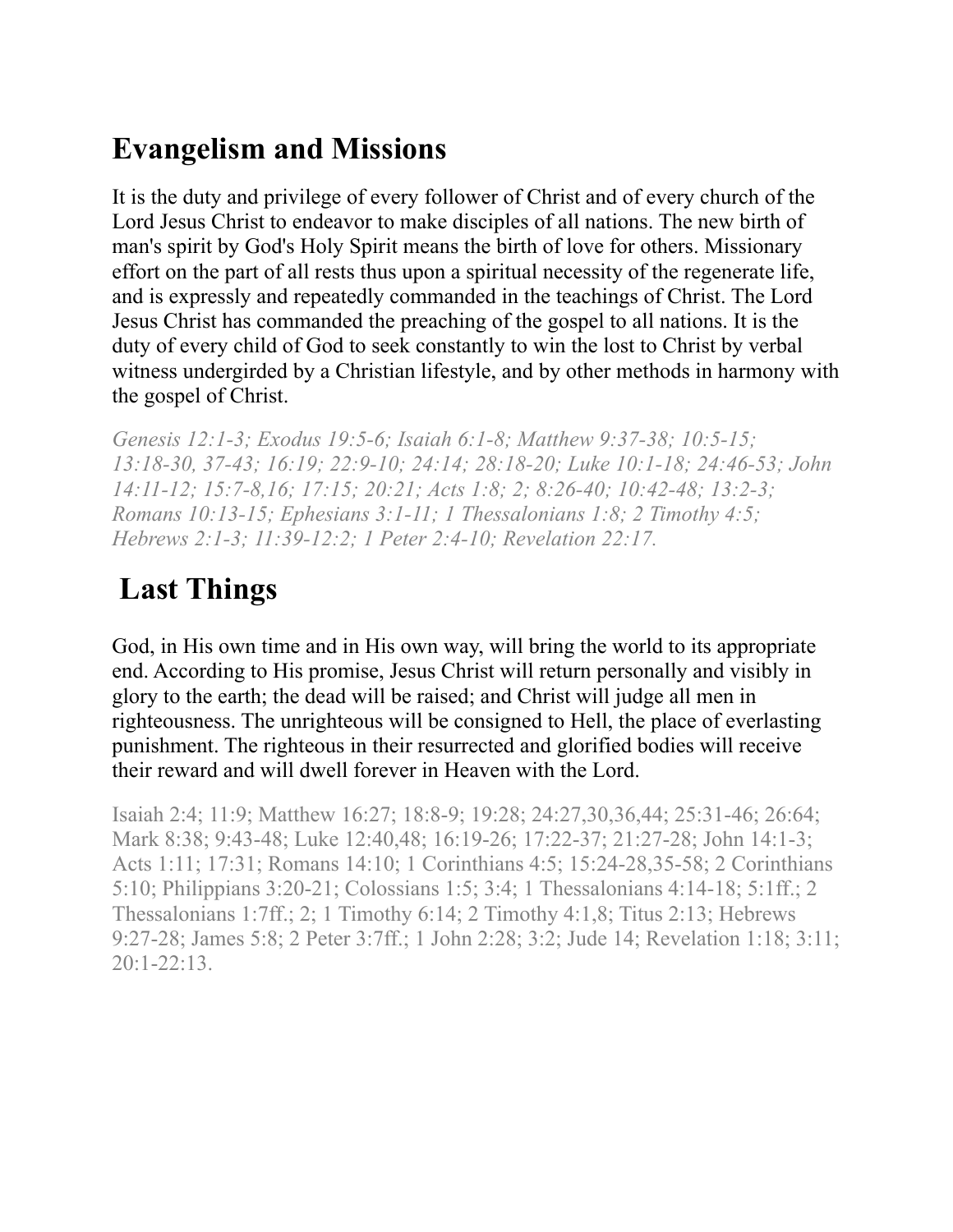## Evangelism and Missions

It is the duty and privilege of every follower of Christ and of every church of the Lord Jesus Christ to endeavor to make disciples of all nations. The new birth of man's spirit by God's Holy Spirit means the birth of love for others. Missionary effort on the part of all rests thus upon a spiritual necessity of the regenerate life, and is expressly and repeatedly commanded in the teachings of Christ. The Lord Jesus Christ has commanded the preaching of the gospel to all nations. It is the duty of every child of God to seek constantly to win the lost to Christ by verbal witness undergirded by a Christian lifestyle, and by other methods in harmony with the gospel of Christ.

*Genesis 12:1-3; Exodus 19:5-6; Isaiah 6:1-8; Matthew 9:37-38; 10:5-15; 13:18-30, 37-43; 16:19; 22:9-10; 24:14; 28:18-20; Luke 10:1-18; 24:46-53; John 14:11-12; 15:7-8,16; 17:15; 20:21; Acts 1:8; 2; 8:26-40; 10:42-48; 13:2-3; Romans 10:13-15; Ephesians 3:1-11; 1 Thessalonians 1:8; 2 Timothy 4:5; Hebrews 2:1-3; 11:39-12:2; 1 Peter 2:4-10; Revelation 22:17.*

## Last Things

God, in His own time and in His own way, will bring the world to its appropriate end. According to His promise, Jesus Christ will return personally and visibly in glory to the earth; the dead will be raised; and Christ will judge all men in righteousness. The unrighteous will be consigned to Hell, the place of everlasting punishment. The righteous in their resurrected and glorified bodies will receive their reward and will dwell forever in Heaven with the Lord.

Isaiah 2:4; 11:9; Matthew 16:27; 18:8-9; 19:28; 24:27,30,36,44; 25:31-46; 26:64; Mark 8:38; 9:43-48; Luke 12:40,48; 16:19-26; 17:22-37; 21:27-28; John 14:1-3; Acts 1:11; 17:31; Romans 14:10; 1 Corinthians 4:5; 15:24-28,35-58; 2 Corinthians 5:10; Philippians 3:20-21; Colossians 1:5; 3:4; 1 Thessalonians 4:14-18; 5:1ff.; 2 Thessalonians 1:7ff.; 2; 1 Timothy 6:14; 2 Timothy 4:1,8; Titus 2:13; Hebrews 9:27-28; James 5:8; 2 Peter 3:7ff.; 1 John 2:28; 3:2; Jude 14; Revelation 1:18; 3:11; 20:1-22:13.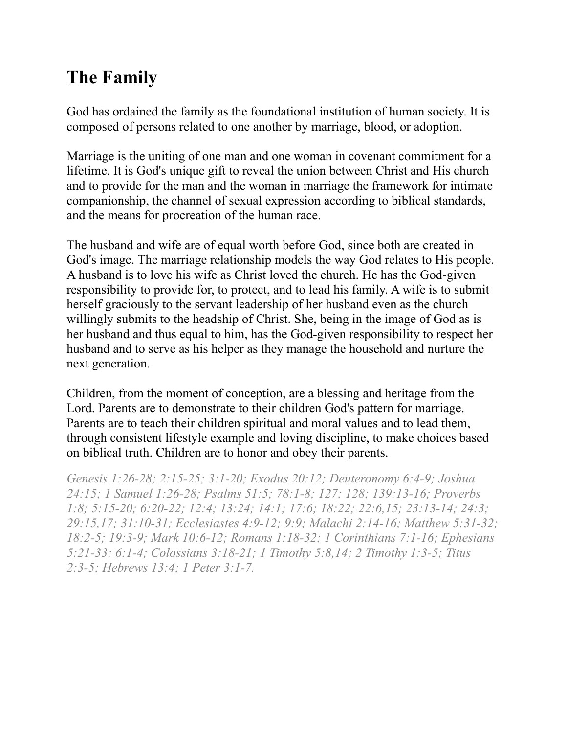# The Family

God has ordained the family as the foundational institution of human society. It is composed of persons related to one another by marriage, blood, or adoption.

Marriage is the uniting of one man and one woman in covenant commitment for a lifetime. It is God's unique gift to reveal the union between Christ and His church and to provide for the man and the woman in marriage the framework for intimate companionship, the channel of sexual expression according to biblical standards, and the means for procreation of the human race.

The husband and wife are of equal worth before God, since both are created in God's image. The marriage relationship models the way God relates to His people. A husband is to love his wife as Christ loved the church. He has the God-given responsibility to provide for, to protect, and to lead his family. A wife is to submit herself graciously to the servant leadership of her husband even as the church willingly submits to the headship of Christ. She, being in the image of God as is her husband and thus equal to him, has the God-given responsibility to respect her husband and to serve as his helper as they manage the household and nurture the next generation.

Children, from the moment of conception, are a blessing and heritage from the Lord. Parents are to demonstrate to their children God's pattern for marriage. Parents are to teach their children spiritual and moral values and to lead them, through consistent lifestyle example and loving discipline, to make choices based on biblical truth. Children are to honor and obey their parents.

*Genesis 1:26-28; 2:15-25; 3:1-20; Exodus 20:12; Deuteronomy 6:4-9; Joshua 24:15; 1 Samuel 1:26-28; Psalms 51:5; 78:1-8; 127; 128; 139:13-16; Proverbs 1:8; 5:15-20; 6:20-22; 12:4; 13:24; 14:1; 17:6; 18:22; 22:6,15; 23:13-14; 24:3; 29:15,17; 31:10-31; Ecclesiastes 4:9-12; 9:9; Malachi 2:14-16; Matthew 5:31-32; 18:2-5; 19:3-9; Mark 10:6-12; Romans 1:18-32; 1 Corinthians 7:1-16; Ephesians 5:21-33; 6:1-4; Colossians 3:18-21; 1 Timothy 5:8,14; 2 Timothy 1:3-5; Titus 2:3-5; Hebrews 13:4; 1 Peter 3:1-7.*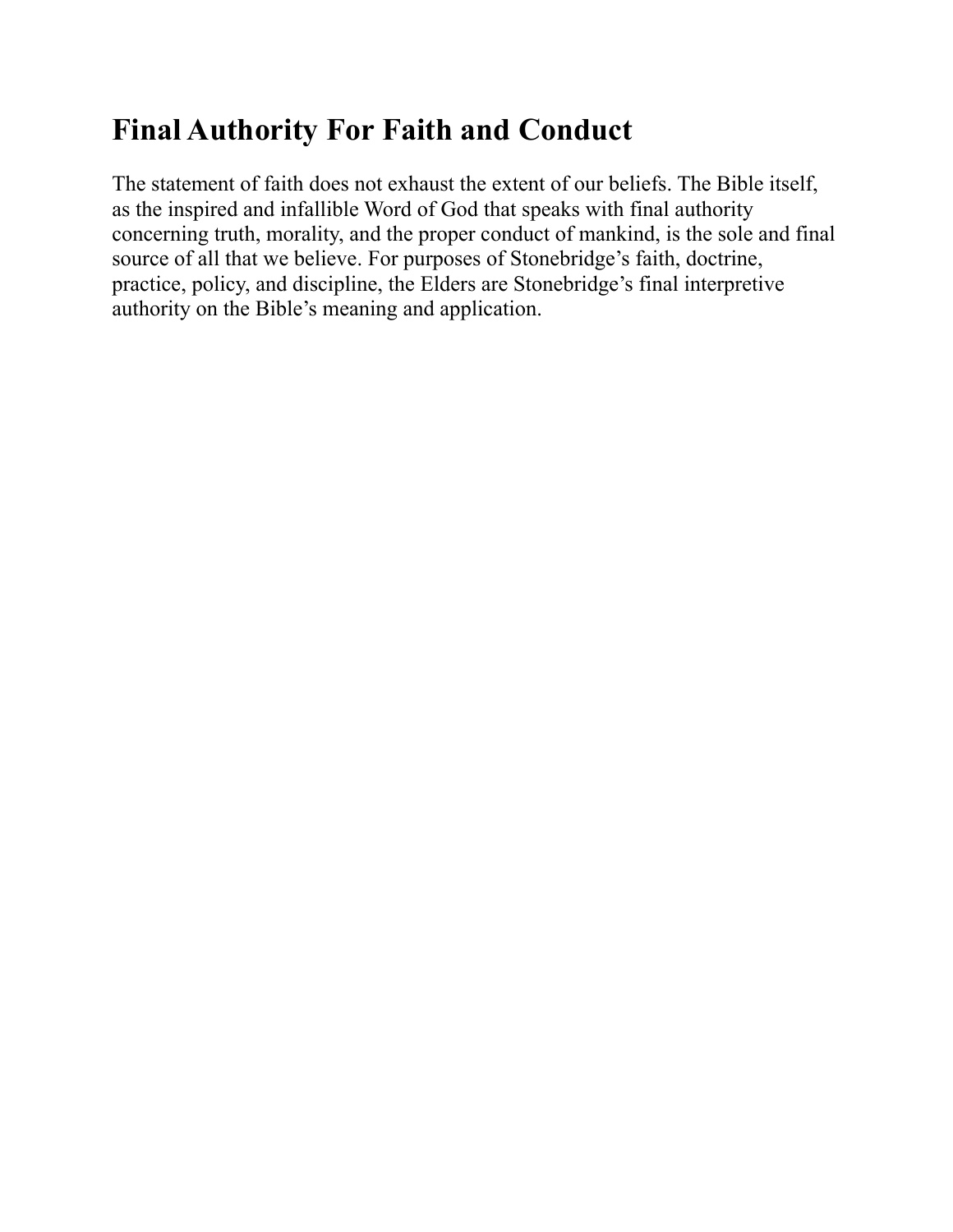## Final Authority For Faith and Conduct

The statement of faith does not exhaust the extent of our beliefs. The Bible itself, as the inspired and infallible Word of God that speaks with final authority concerning truth, morality, and the proper conduct of mankind, is the sole and final source of all that we believe. For purposes of Stonebridge's faith, doctrine, practice, policy, and discipline, the Elders are Stonebridge's final interpretive authority on the Bible's meaning and application.